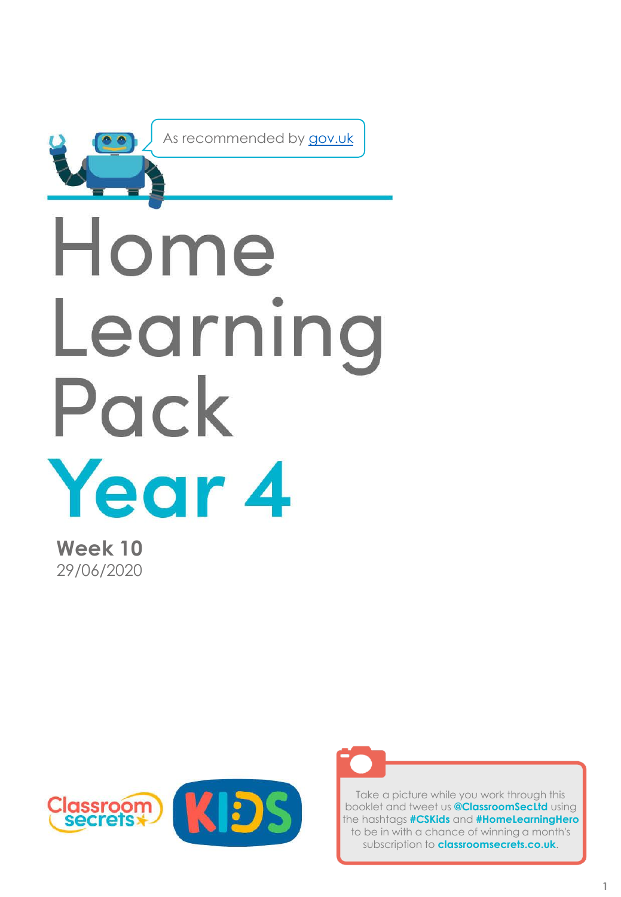As recommended by gov.uk

# Home Learning Pack

# Year 4

**Week 10**
29/06/2020

Classroom secrets KIDS

Take a picture while you work through this booklet and tweet us **@ClassroomSecLtd** using the hashtags **#CSKids** and **#HomeLearningHero** to be in with a chance of winning a month's subscription to **classroomsecrets.co.uk**.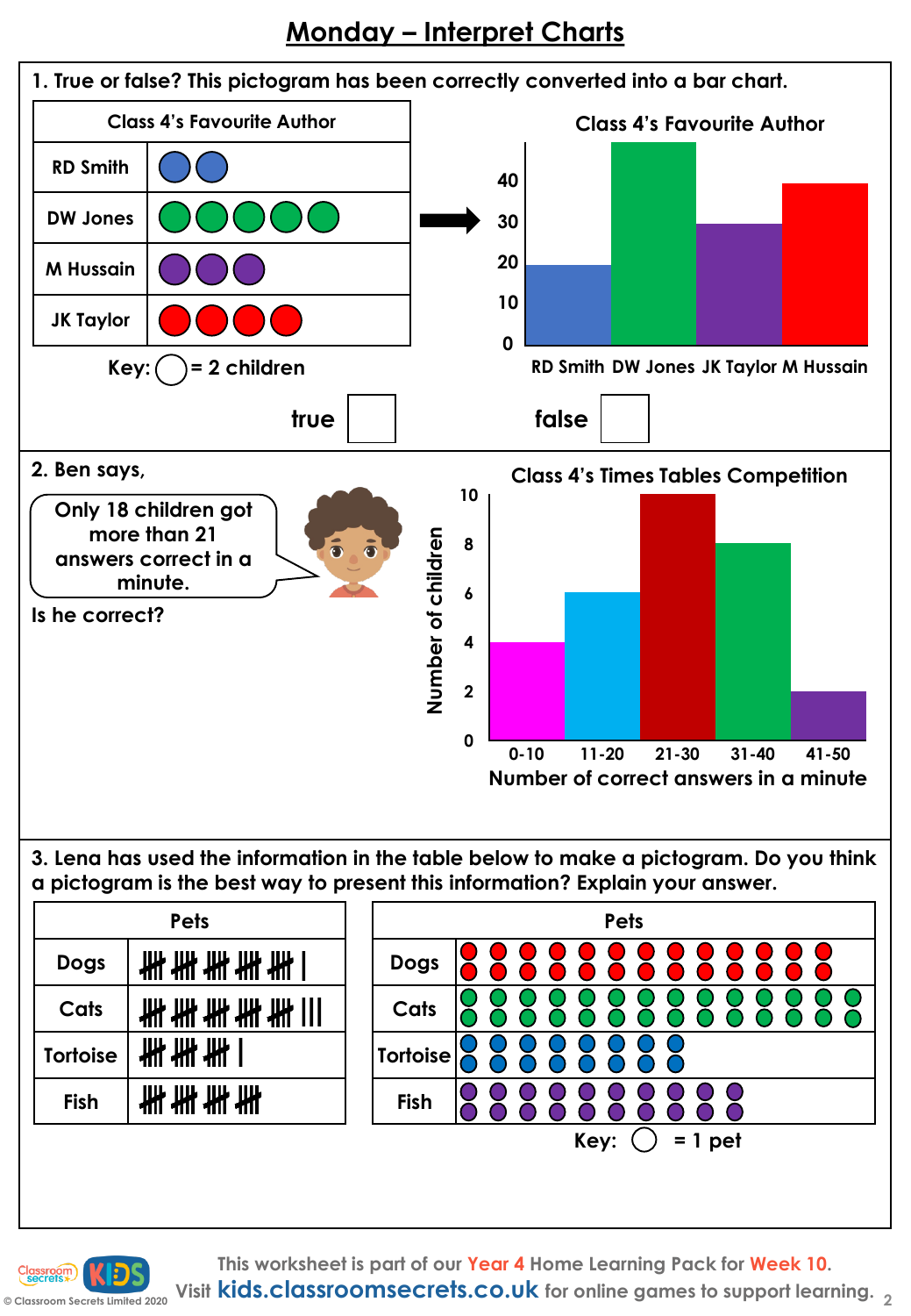# Monday – Interpret Charts

1. True or false? This pictogram has been correctly converted into a bar chart.

| Class 4's Favourite Author | |
|---|---|
| RD Smith | ◯◯ |
| DW Jones | ◯◯◯◯◯ |
| M Hussain | ◯◯◯ |
| JK Taylor | ◯◯◯◯ |

Key: ◯ = 2 children

**Class 4's Favourite Author**

| Author | Value |
|---|---|
| RD Smith | 20 |
| DW Jones | 50 |
| JK Taylor | 30 |
| M Hussain | 40 |

true ☐ false ☐

2. Ben says,

> Only 18 children got more than 21 answers correct in a minute.

Is he correct?

**Class 4's Times Tables Competition**

| Number of correct answers in a minute | Number of children |
|---|---|
| 0-10 | 4 |
| 11-20 | 6 |
| 21-30 | 10 |
| 31-40 | 8 |
| 41-50 | 2 |

3. Lena has used the information in the table below to make a pictogram. Do you think a pictogram is the best way to present this information? Explain your answer.

| Pets | |
|---|---|
| Dogs | 𝍸 𝍸 𝍸 𝍸 𝍸 \| |
| Cats | 𝍸 𝍸 𝍸 𝍸 𝍸 \|\|\| |
| Tortoise | 𝍸 𝍸 𝍸 \| |
| Fish | 𝍸 𝍸 𝍸 𝍸 |

| Pets | |
|---|---|
| Dogs | ◯◯◯◯◯◯◯◯◯◯◯◯◯◯◯◯◯◯◯◯◯◯◯◯◯◯ |
| Cats | ◯◯◯◯◯◯◯◯◯◯◯◯◯◯◯◯◯◯◯◯◯◯◯◯◯◯◯◯ |
| Tortoise | ◯◯◯◯◯◯◯◯◯◯◯◯◯◯◯◯ |
| Fish | ◯◯◯◯◯◯◯◯◯◯◯◯◯◯◯◯◯◯◯◯ |

Key: ◯ = 1 pet

This worksheet is part of our Year 4 Home Learning Pack for Week 10.
Visit kids.classroomsecrets.co.uk for online games to support learning.

© Classroom Secrets Limited 2020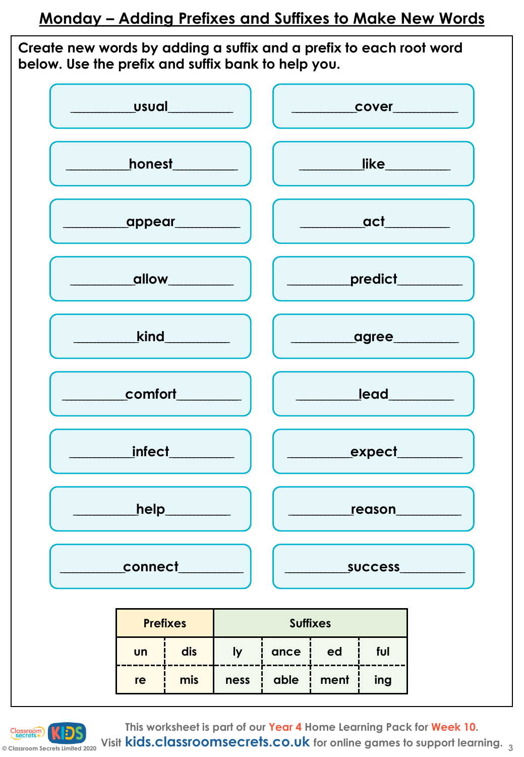# Monday – Adding Prefixes and Suffixes to Make New Words

**Create new words by adding a suffix and a prefix to each root word below. Use the prefix and suffix bank to help you.**

| | |
|---|---|
| _________usual_________ | _________cover_________ |
| _________honest_________ | _________like_________ |
| _________appear_________ | _________act_________ |
| _________allow_________ | _________predict_________ |
| _________kind_________ | _________agree_________ |
| _________comfort_________ | _________lead_________ |
| _________infect_________ | _________expect_________ |
| _________help_________ | _________reason_________ |
| _________connect_________ | _________success_________ |

| Prefixes | | Suffixes | | | |
|---|---|---|---|---|---|
| un | dis | ly | ance | ed | ful |
| re | mis | ness | able | ment | ing |

This worksheet is part of our Year 4 Home Learning Pack for Week 10.
Visit kids.classroomsecrets.co.uk for online games to support learning.

© Classroom Secrets Limited 2020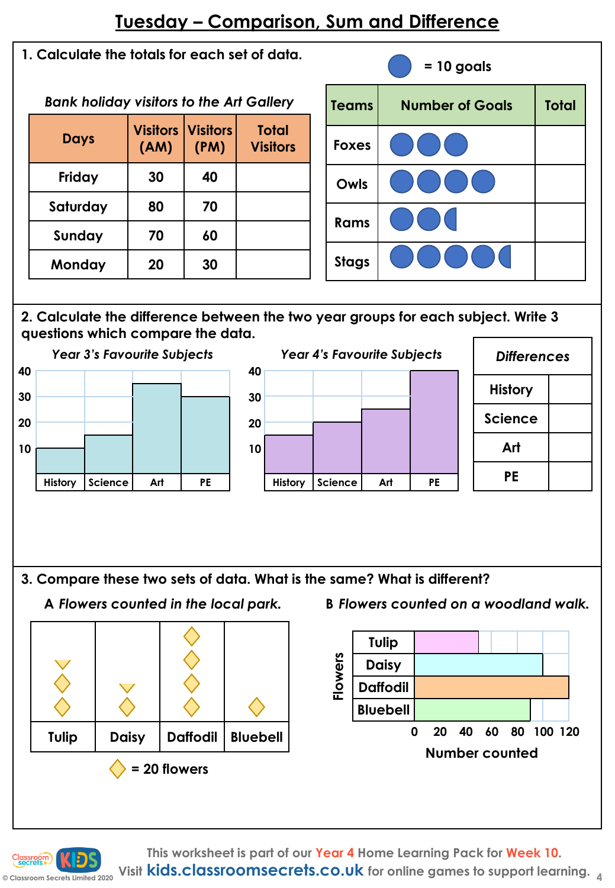# Tuesday – Comparison, Sum and Difference

## 1. Calculate the totals for each set of data.

*Bank holiday visitors to the Art Gallery*

| Days | Visitors (AM) | Visitors (PM) | Total Visitors |
|---|---|---|---|
| Friday | 30 | 40 | |
| Saturday | 80 | 70 | |
| Sunday | 70 | 60 | |
| Monday | 20 | 30 | |

● = 10 goals

| Teams | Number of Goals | Total |
|---|---|---|
| Foxes | ● ● ● | |
| Owls | ● ● ● ● | |
| Rams | ● ● ◖ | |
| Stags | ● ● ● ● ◖ | |

## 2. Calculate the difference between the two year groups for each subject. Write 3 questions which compare the data.

*Year 3's Favourite Subjects*

*Year 4's Favourite Subjects*

| *Differences* | |
|---|---|
| History | |
| Science | |
| Art | |
| PE | |

## 3. Compare these two sets of data. What is the same? What is different?

**A** *Flowers counted in the local park.*

**B** *Flowers counted on a woodland walk.*

◇ = 20 flowers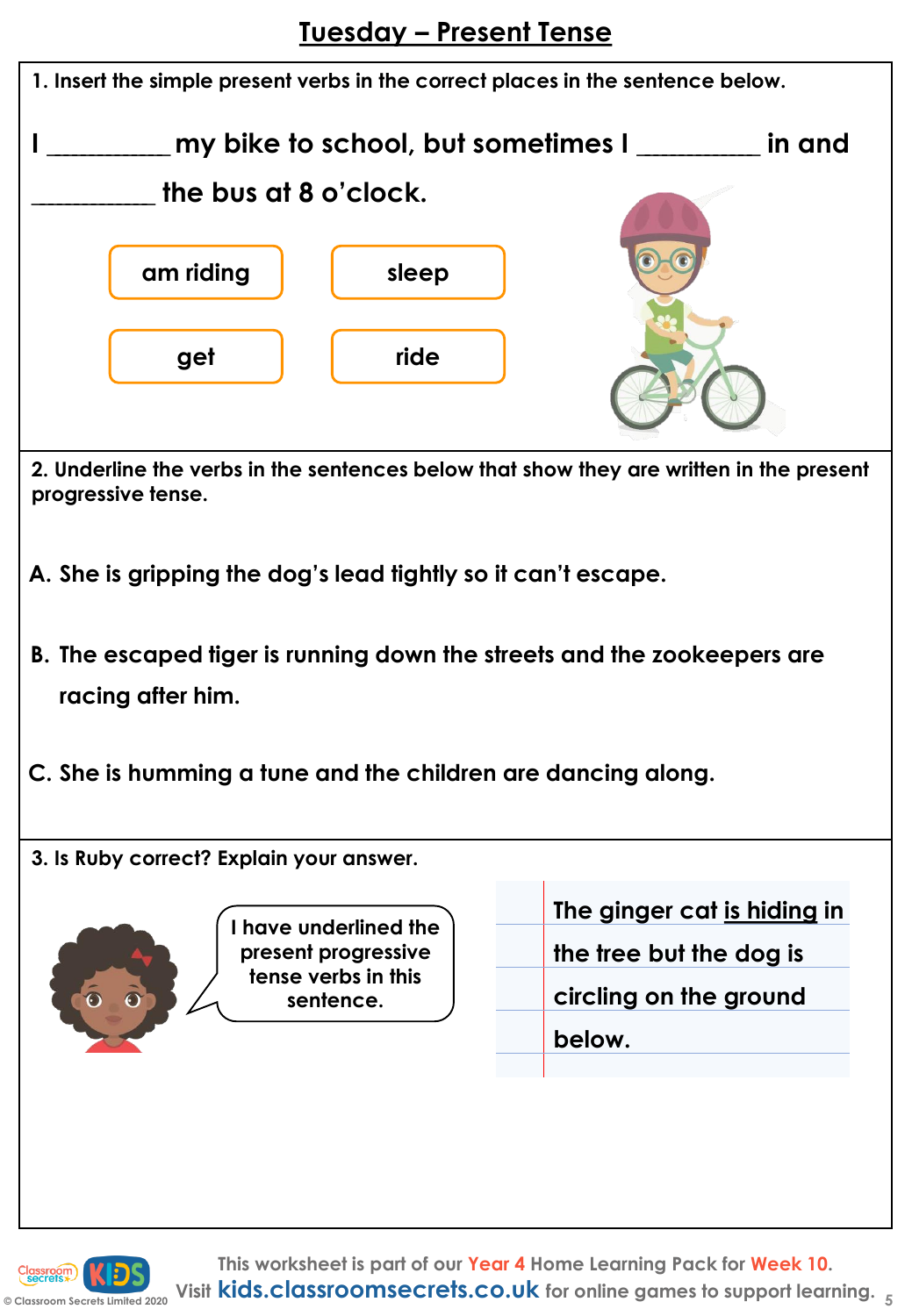# Tuesday – Present Tense

1. Insert the simple present verbs in the correct places in the sentence below.

I __________ my bike to school, but sometimes I __________ in and __________ the bus at 8 o'clock.

| am riding | sleep |
|---|---|
| get | ride |

2. Underline the verbs in the sentences below that show they are written in the present progressive tense.

A. She is gripping the dog's lead tightly so it can't escape.

B. The escaped tiger is running down the streets and the zookeepers are racing after him.

C. She is humming a tune and the children are dancing along.

3. Is Ruby correct? Explain your answer.

I have underlined the present progressive tense verbs in this sentence.

The ginger cat <u>is</u> <u>hiding</u> in the tree but the dog is circling on the ground below.

This worksheet is part of our Year 4 Home Learning Pack for Week 10.
Visit kids.classroomsecrets.co.uk for online games to support learning.

© Classroom Secrets Limited 2020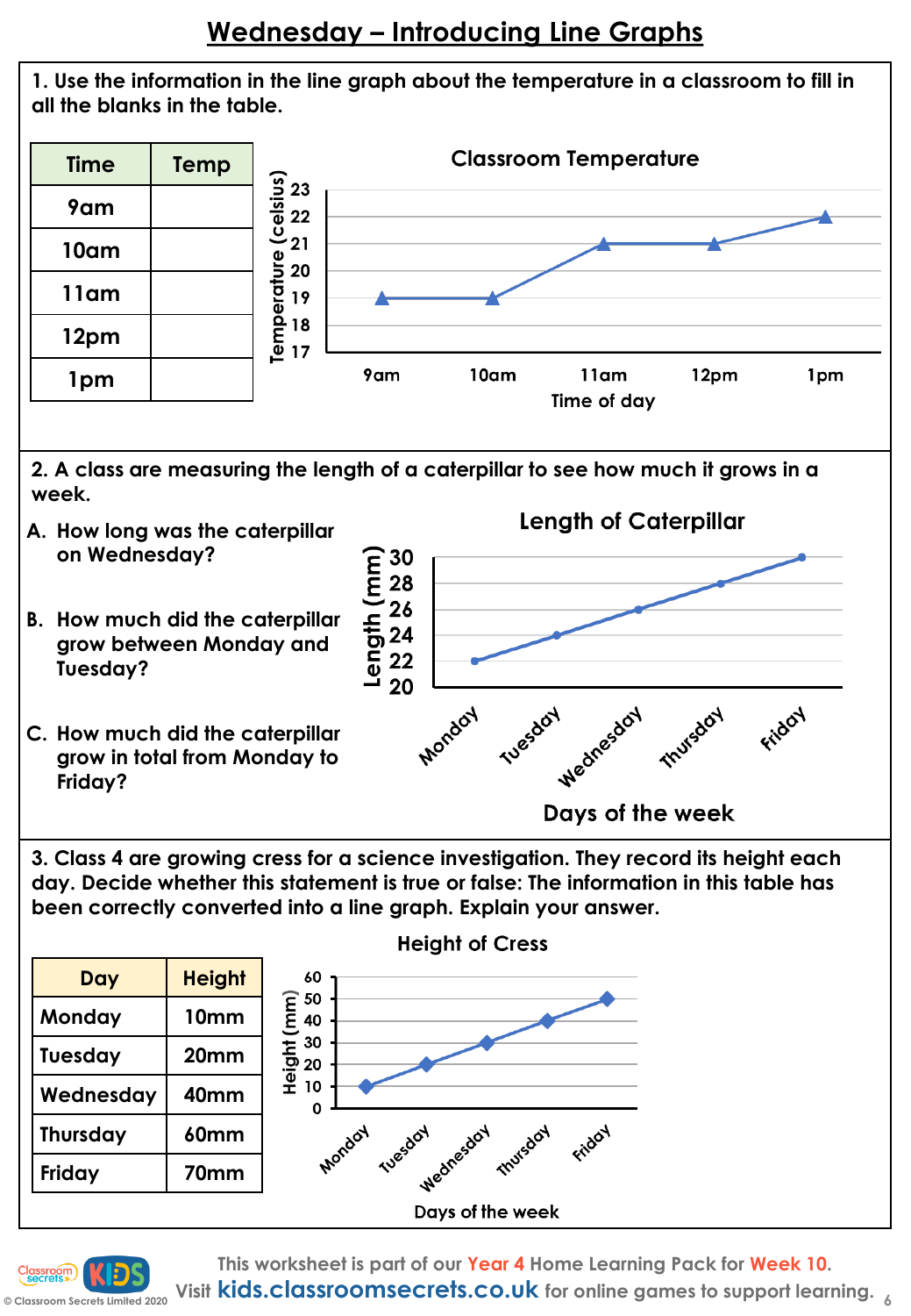# Wednesday – Introducing Line Graphs

1. Use the information in the line graph about the temperature in a classroom to fill in all the blanks in the table.

| Time | Temp |
|---|---|
| 9am | |
| 10am | |
| 11am | |
| 12pm | |
| 1pm | |

**Classroom Temperature**

Temperature (celsius): 17, 18, 19, 20, 21, 22, 23

Time of day: 9am, 10am, 11am, 12pm, 1pm

2. A class are measuring the length of a caterpillar to see how much it grows in a week.

A. How long was the caterpillar on Wednesday?

B. How much did the caterpillar grow between Monday and Tuesday?

C. How much did the caterpillar grow in total from Monday to Friday?

**Length of Caterpillar**

Length (mm): 20, 22, 24, 26, 28, 30

Days of the week: Monday, Tuesday, Wednesday, Thursday, Friday

3. Class 4 are growing cress for a science investigation. They record its height each day. Decide whether this statement is true or false: The information in this table has been correctly converted into a line graph. Explain your answer.

| Day | Height |
|---|---|
| Monday | 10mm |
| Tuesday | 20mm |
| Wednesday | 40mm |
| Thursday | 60mm |
| Friday | 70mm |

**Height of Cress**

Height (mm): 0, 10, 20, 30, 40, 50, 60

Days of the week: Monday, Tuesday, Wednesday, Thursday, Friday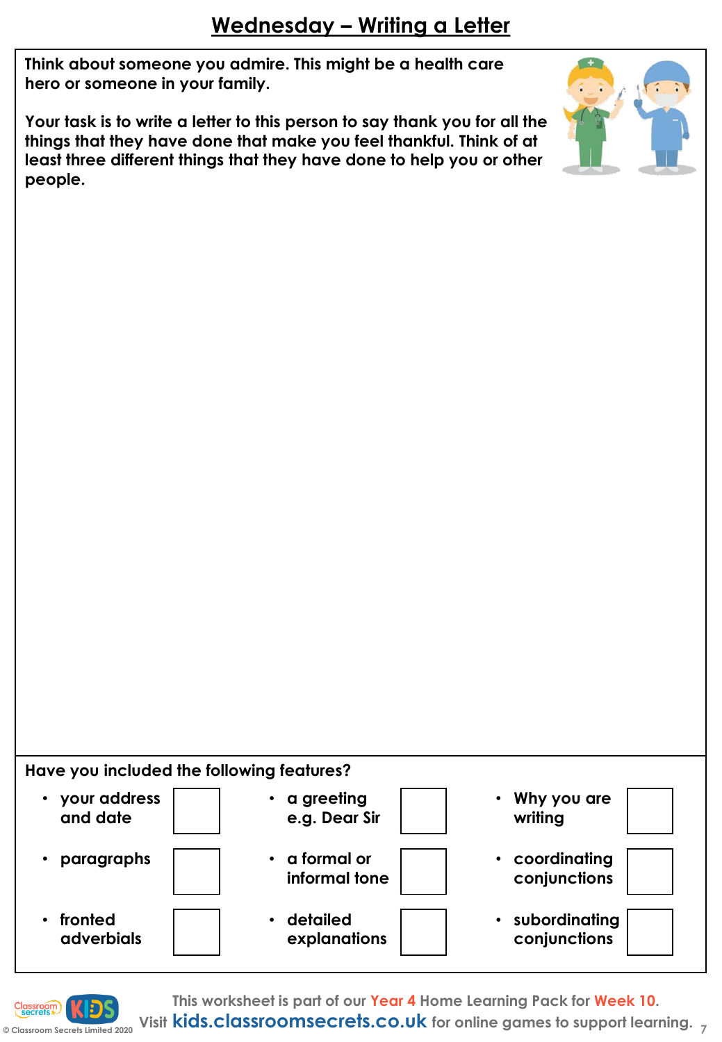# Wednesday – Writing a Letter

**Think about someone you admire. This might be a health care hero or someone in your family.**

**Your task is to write a letter to this person to say thank you for all the things that they have done that make you feel thankful. Think of at least three different things that they have done to help you or other people.**

**Have you included the following features?**

| | | | | | |
|---|---|---|---|---|---|
| • your address and date | ☐ | • a greeting e.g. Dear Sir | ☐ | • Why you are writing | ☐ |
| • paragraphs | ☐ | • a formal or informal tone | ☐ | • coordinating conjunctions | ☐ |
| • fronted adverbials | ☐ | • detailed explanations | ☐ | • subordinating conjunctions | ☐ |

This worksheet is part of our Year 4 Home Learning Pack for Week 10.

Visit kids.classroomsecrets.co.uk for online games to support learning.

© Classroom Secrets Limited 2020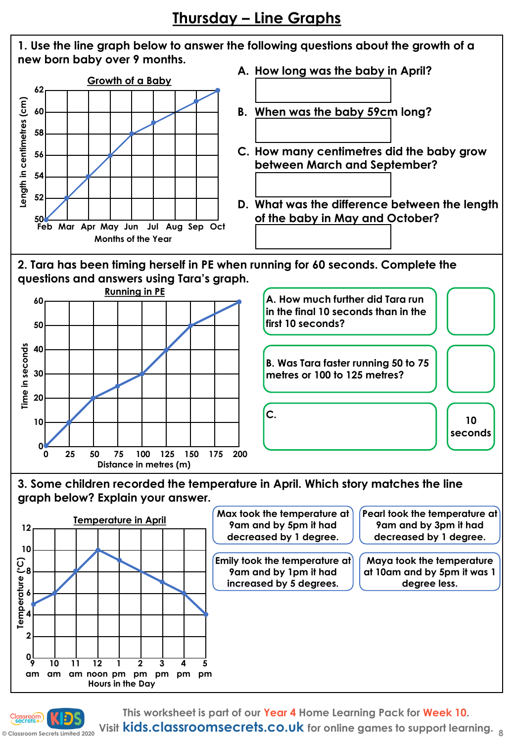# Thursday – Line Graphs

**1. Use the line graph below to answer the following questions about the growth of a new born baby over 9 months.**

Growth of a Baby

A. How long was the baby in April?

B. When was the baby 59cm long?

C. How many centimetres did the baby grow between March and September?

D. What was the difference between the length of the baby in May and October?

**2. Tara has been timing herself in PE when running for 60 seconds. Complete the questions and answers using Tara's graph.**

Running in PE

A. How much further did Tara run in the final 10 seconds than in the first 10 seconds?

B. Was Tara faster running 50 to 75 metres or 100 to 125 metres?

C.

10 seconds

**3. Some children recorded the temperature in April. Which story matches the line graph below? Explain your answer.**

Temperature in April

Max took the temperature at 9am and by 5pm it had decreased by 1 degree.

Pearl took the temperature at 9am and by 3pm it had decreased by 1 degree.

Emily took the temperature at 9am and by 1pm it had increased by 5 degrees.

Maya took the temperature at 10am and by 5pm it was 1 degree less.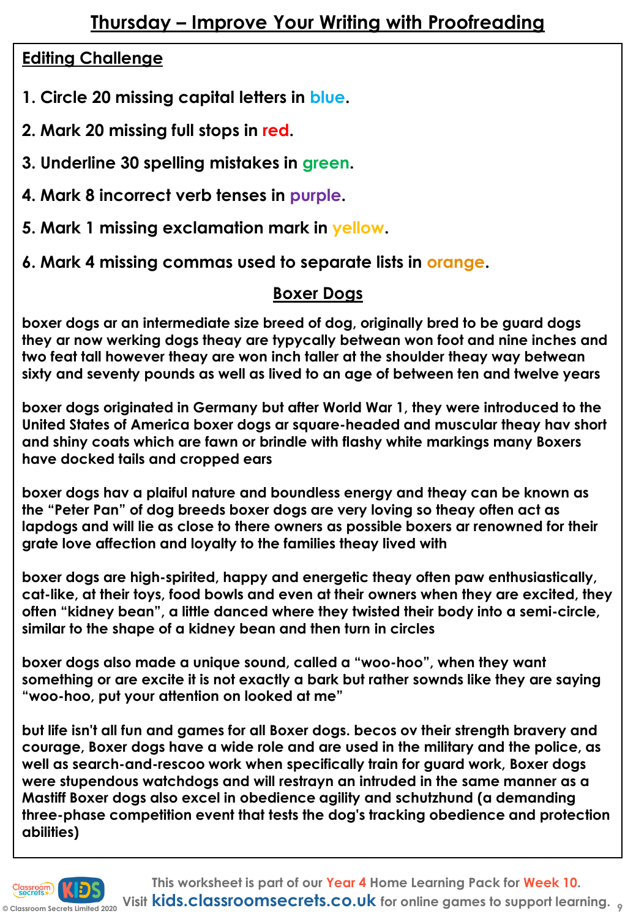# Thursday – Improve Your Writing with Proofreading

## Editing Challenge

1. Circle 20 missing capital letters in blue.
2. Mark 20 missing full stops in red.
3. Underline 30 spelling mistakes in green.
4. Mark 8 incorrect verb tenses in purple.
5. Mark 1 missing exclamation mark in yellow.
6. Mark 4 missing commas used to separate lists in orange.

## Boxer Dogs

boxer dogs ar an intermediate size breed of dog, originally bred to be guard dogs they ar now werking dogs theay are typycally between won foot and nine inches and two feat tall however theay are won inch taller at the shoulder theay way between sixty and seventy pounds as well as lived to an age of between ten and twelve years

boxer dogs originated in Germany but after World War 1, they were introduced to the United States of America boxer dogs ar square-headed and muscular theay hav short and shiny coats which are fawn or brindle with flashy white markings many Boxers have docked tails and cropped ears

boxer dogs hav a plaiful nature and boundless energy and theay can be known as the "Peter Pan" of dog breeds boxer dogs are very loving so theay often act as lapdogs and will lie as close to there owners as possible boxers ar renowned for their grate love affection and loyalty to the families theay lived with

boxer dogs are high-spirited, happy and energetic theay often paw enthusiastically, cat-like, at their toys, food bowls and even at their owners when they are excited, they often "kidney bean", a little danced where they twisted their body into a semi-circle, similar to the shape of a kidney bean and then turn in circles

boxer dogs also made a unique sound, called a "woo-hoo", when they want something or are excite it is not exactly a bark but rather sownds like they are saying "woo-hoo, put your attention on looked at me"

but life isn't all fun and games for all Boxer dogs. becos ov their strength bravery and courage, Boxer dogs have a wide role and are used in the military and the police, as well as search-and-rescoo work when specifically train for guard work, Boxer dogs were stupendous watchdogs and will restrayn an intruded in the same manner as a Mastiff Boxer dogs also excel in obedience agility and schutzhund (a demanding three-phase competition event that tests the dog's tracking obedience and protection abilities)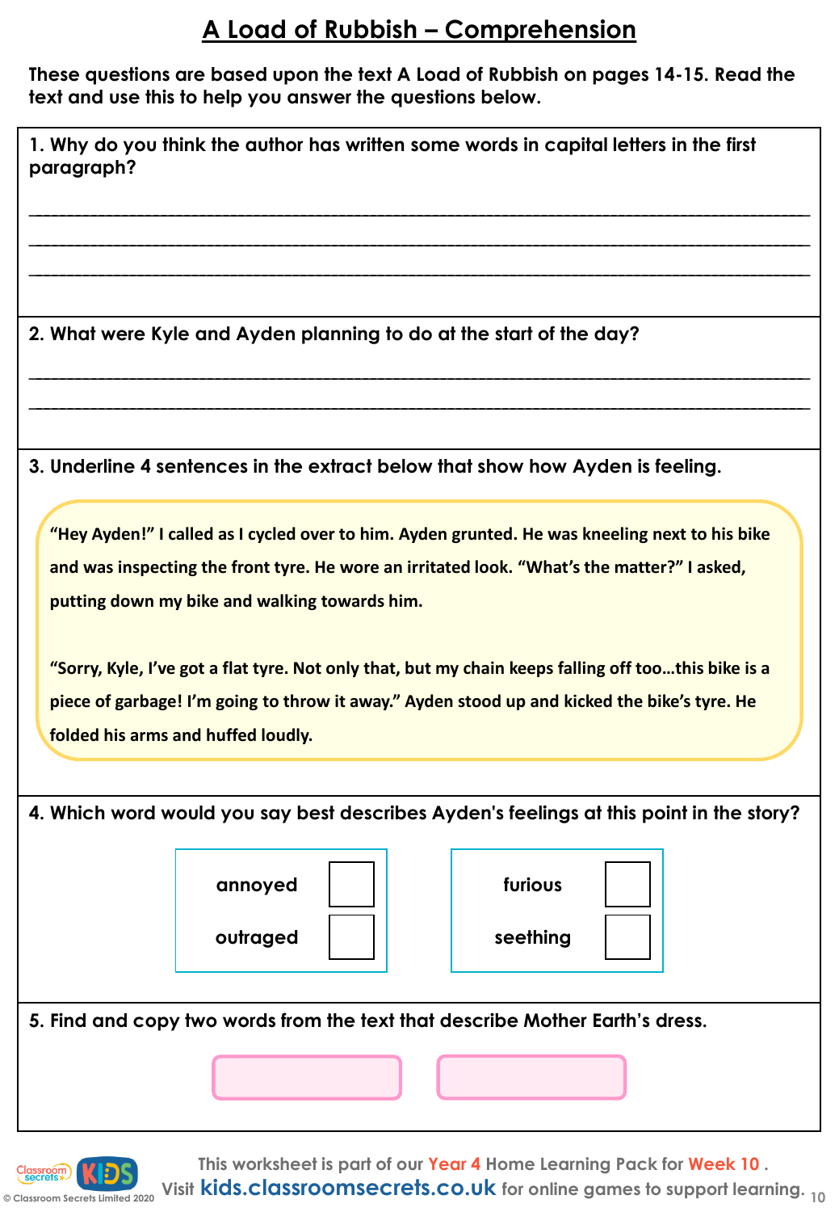# A Load of Rubbish – Comprehension

**These questions are based upon the text A Load of Rubbish on pages 14-15. Read the text and use this to help you answer the questions below.**

**1. Why do you think the author has written some words in capital letters in the first paragraph?**

___________________________________________________________________________

___________________________________________________________________________

___________________________________________________________________________

**2. What were Kyle and Ayden planning to do at the start of the day?**

___________________________________________________________________________

___________________________________________________________________________

**3. Underline 4 sentences in the extract below that show how Ayden is feeling.**

> **"Hey Ayden!" I called as I cycled over to him. Ayden grunted. He was kneeling next to his bike and was inspecting the front tyre. He wore an irritated look. "What's the matter?" I asked, putting down my bike and walking towards him.**
>
> **"Sorry, Kyle, I've got a flat tyre. Not only that, but my chain keeps falling off too…this bike is a piece of garbage! I'm going to throw it away." Ayden stood up and kicked the bike's tyre. He folded his arms and huffed loudly.**

**4. Which word would you say best describes Ayden's feelings at this point in the story?**

| | | | |
|---|---|---|---|
| annoyed | ☐ | furious | ☐ |
| outraged | ☐ | seething | ☐ |

**5. Find and copy two words from the text that describe Mother Earth's dress.**

[ ] [ ]

This worksheet is part of our Year 4 Home Learning Pack for Week 10. Visit kids.classroomsecrets.co.uk for online games to support learning.

© Classroom Secrets Limited 2020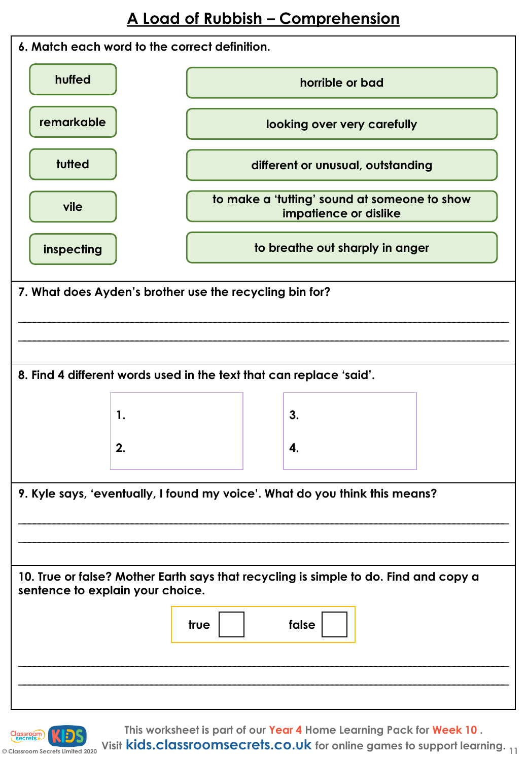# A Load of Rubbish – Comprehension

6. Match each word to the correct definition.

| Word | Definition |
| --- | --- |
| huffed | horrible or bad |
| remarkable | looking over very carefully |
| tutted | different or unusual, outstanding |
| vile | to make a 'tutting' sound at someone to show impatience or dislike |
| inspecting | to breathe out sharply in anger |

7. What does Ayden's brother use the recycling bin for?

_______________________________________________

_______________________________________________

8. Find 4 different words used in the text that can replace 'said'.

| | |
| --- | --- |
| 1. | 3. |
| 2. | 4. |

9. Kyle says, 'eventually, I found my voice'. What do you think this means?

_______________________________________________

_______________________________________________

10. True or false? Mother Earth says that recycling is simple to do. Find and copy a sentence to explain your choice.

true ☐    false ☐

_______________________________________________

_______________________________________________

This worksheet is part of our Year 4 Home Learning Pack for Week 10 .
Visit kids.classroomsecrets.co.uk for online games to support learning.

© Classroom Secrets Limited 2020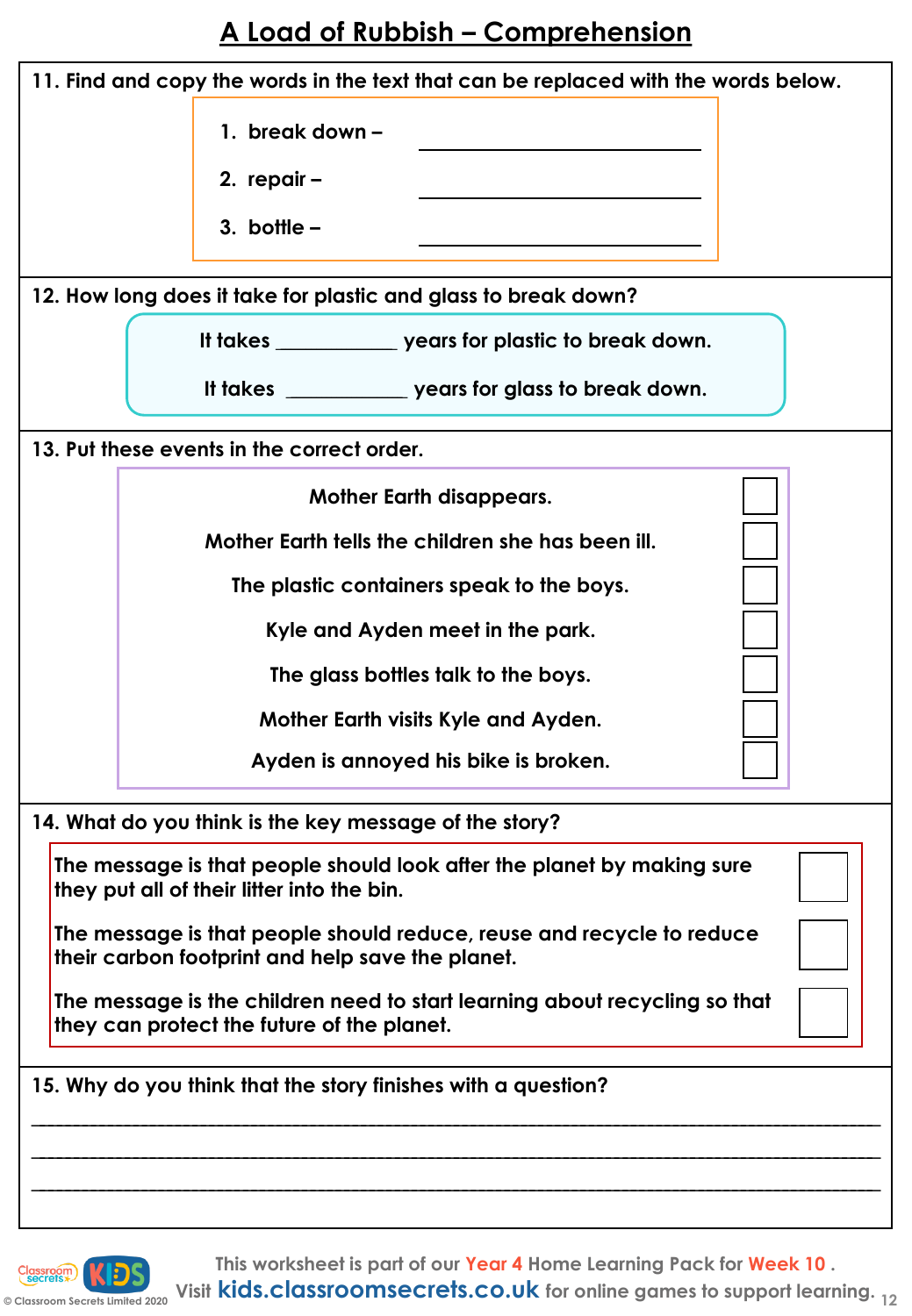# A Load of Rubbish – Comprehension

**11. Find and copy the words in the text that can be replaced with the words below.**

1. break down – ______________________
2. repair – ______________________
3. bottle – ______________________

**12. How long does it take for plastic and glass to break down?**

It takes ___________ years for plastic to break down.

It takes ___________ years for glass to break down.

**13. Put these events in the correct order.**

| Event | |
|---|---|
| Mother Earth disappears. | ☐ |
| Mother Earth tells the children she has been ill. | ☐ |
| The plastic containers speak to the boys. | ☐ |
| Kyle and Ayden meet in the park. | ☐ |
| The glass bottles talk to the boys. | ☐ |
| Mother Earth visits Kyle and Ayden. | ☐ |
| Ayden is annoyed his bike is broken. | ☐ |

**14. What do you think is the key message of the story?**

| Message | |
|---|---|
| The message is that people should look after the planet by making sure they put all of their litter into the bin. | ☐ |
| The message is that people should reduce, reuse and recycle to reduce their carbon footprint and help save the planet. | ☐ |
| The message is the children need to start learning about recycling so that they can protect the future of the planet. | ☐ |

**15. Why do you think that the story finishes with a question?**

_______________________________________________________________________________

_______________________________________________________________________________

_______________________________________________________________________________

This worksheet is part of our Year 4 Home Learning Pack for Week 10.
Visit kids.classroomsecrets.co.uk for online games to support learning.

© Classroom Secrets Limited 2020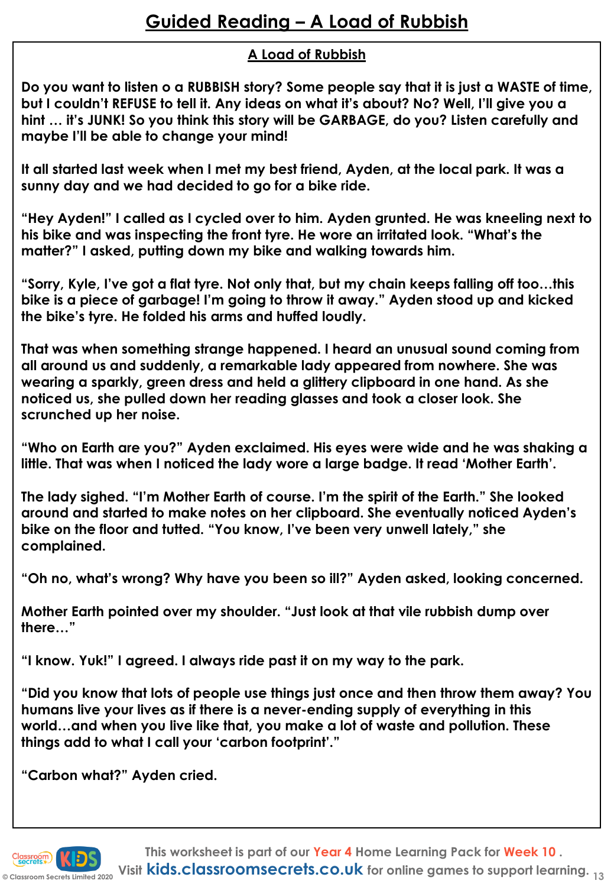# Guided Reading – A Load of Rubbish

## A Load of Rubbish

**Do you want to listen o a RUBBISH story? Some people say that it is just a WASTE of time, but I couldn't REFUSE to tell it. Any ideas on what it's about? No? Well, I'll give you a hint … it's JUNK! So you think this story will be GARBAGE, do you? Listen carefully and maybe I'll be able to change your mind!**

**It all started last week when I met my best friend, Ayden, at the local park. It was a sunny day and we had decided to go for a bike ride.**

**"Hey Ayden!" I called as I cycled over to him. Ayden grunted. He was kneeling next to his bike and was inspecting the front tyre. He wore an irritated look. "What's the matter?" I asked, putting down my bike and walking towards him.**

**"Sorry, Kyle, I've got a flat tyre. Not only that, but my chain keeps falling off too…this bike is a piece of garbage! I'm going to throw it away." Ayden stood up and kicked the bike's tyre. He folded his arms and huffed loudly.**

**That was when something strange happened. I heard an unusual sound coming from all around us and suddenly, a remarkable lady appeared from nowhere. She was wearing a sparkly, green dress and held a glittery clipboard in one hand. As she noticed us, she pulled down her reading glasses and took a closer look. She scrunched up her noise.**

**"Who on Earth are you?" Ayden exclaimed. His eyes were wide and he was shaking a little. That was when I noticed the lady wore a large badge. It read 'Mother Earth'.**

**The lady sighed. "I'm Mother Earth of course. I'm the spirit of the Earth." She looked around and started to make notes on her clipboard. She eventually noticed Ayden's bike on the floor and tutted. "You know, I've been very unwell lately," she complained.**

**"Oh no, what's wrong? Why have you been so ill?" Ayden asked, looking concerned.**

**Mother Earth pointed over my shoulder. "Just look at that vile rubbish dump over there…"**

**"I know. Yuk!" I agreed. I always ride past it on my way to the park.**

**"Did you know that lots of people use things just once and then throw them away? You humans live your lives as if there is a never-ending supply of everything in this world…and when you live like that, you make a lot of waste and pollution. These things add to what I call your 'carbon footprint'."**

**"Carbon what?" Ayden cried.**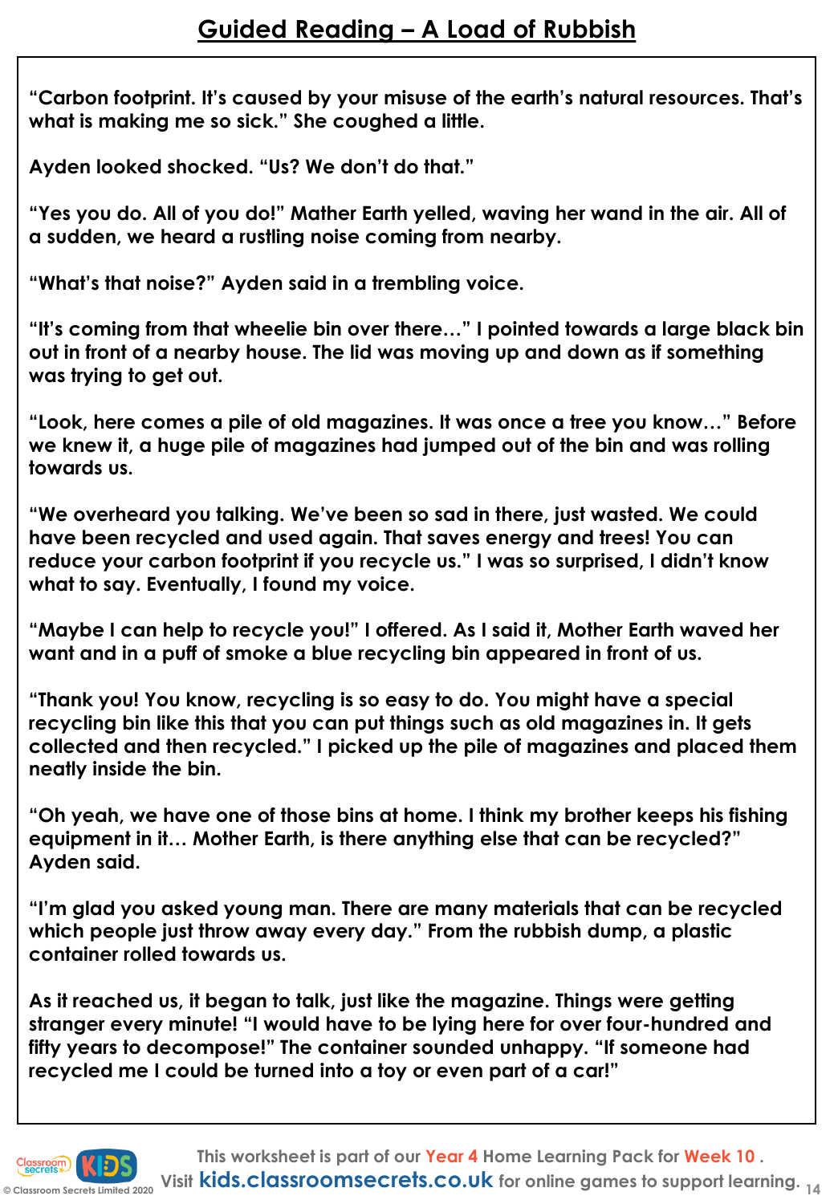# Guided Reading – A Load of Rubbish

**"Carbon footprint. It's caused by your misuse of the earth's natural resources. That's what is making me so sick." She coughed a little.**

**Ayden looked shocked. "Us? We don't do that."**

**"Yes you do. All of you do!" Mather Earth yelled, waving her wand in the air. All of a sudden, we heard a rustling noise coming from nearby.**

**"What's that noise?" Ayden said in a trembling voice.**

**"It's coming from that wheelie bin over there…" I pointed towards a large black bin out in front of a nearby house. The lid was moving up and down as if something was trying to get out.**

**"Look, here comes a pile of old magazines. It was once a tree you know…" Before we knew it, a huge pile of magazines had jumped out of the bin and was rolling towards us.**

**"We overheard you talking. We've been so sad in there, just wasted. We could have been recycled and used again. That saves energy and trees! You can reduce your carbon footprint if you recycle us." I was so surprised, I didn't know what to say. Eventually, I found my voice.**

**"Maybe I can help to recycle you!" I offered. As I said it, Mother Earth waved her want and in a puff of smoke a blue recycling bin appeared in front of us.**

**"Thank you! You know, recycling is so easy to do. You might have a special recycling bin like this that you can put things such as old magazines in. It gets collected and then recycled." I picked up the pile of magazines and placed them neatly inside the bin.**

**"Oh yeah, we have one of those bins at home. I think my brother keeps his fishing equipment in it… Mother Earth, is there anything else that can be recycled?" Ayden said.**

**"I'm glad you asked young man. There are many materials that can be recycled which people just throw away every day." From the rubbish dump, a plastic container rolled towards us.**

**As it reached us, it began to talk, just like the magazine. Things were getting stranger every minute! "I would have to be lying here for over four-hundred and fifty years to decompose!" The container sounded unhappy. "If someone had recycled me I could be turned into a toy or even part of a car!"**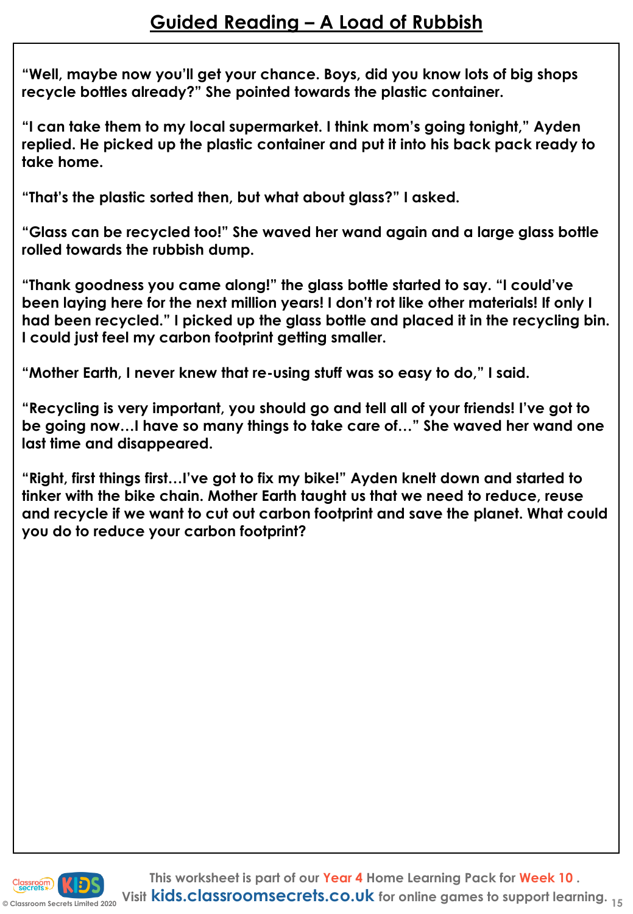# Guided Reading – A Load of Rubbish

**"Well, maybe now you'll get your chance. Boys, did you know lots of big shops recycle bottles already?" She pointed towards the plastic container.**

**"I can take them to my local supermarket. I think mom's going tonight," Ayden replied. He picked up the plastic container and put it into his back pack ready to take home.**

**"That's the plastic sorted then, but what about glass?" I asked.**

**"Glass can be recycled too!" She waved her wand again and a large glass bottle rolled towards the rubbish dump.**

**"Thank goodness you came along!" the glass bottle started to say. "I could've been laying here for the next million years! I don't rot like other materials! If only I had been recycled." I picked up the glass bottle and placed it in the recycling bin. I could just feel my carbon footprint getting smaller.**

**"Mother Earth, I never knew that re-using stuff was so easy to do," I said.**

**"Recycling is very important, you should go and tell all of your friends! I've got to be going now…I have so many things to take care of…" She waved her wand one last time and disappeared.**

**"Right, first things first…I've got to fix my bike!" Ayden knelt down and started to tinker with the bike chain. Mother Earth taught us that we need to reduce, reuse and recycle if we want to cut out carbon footprint and save the planet. What could you do to reduce your carbon footprint?**